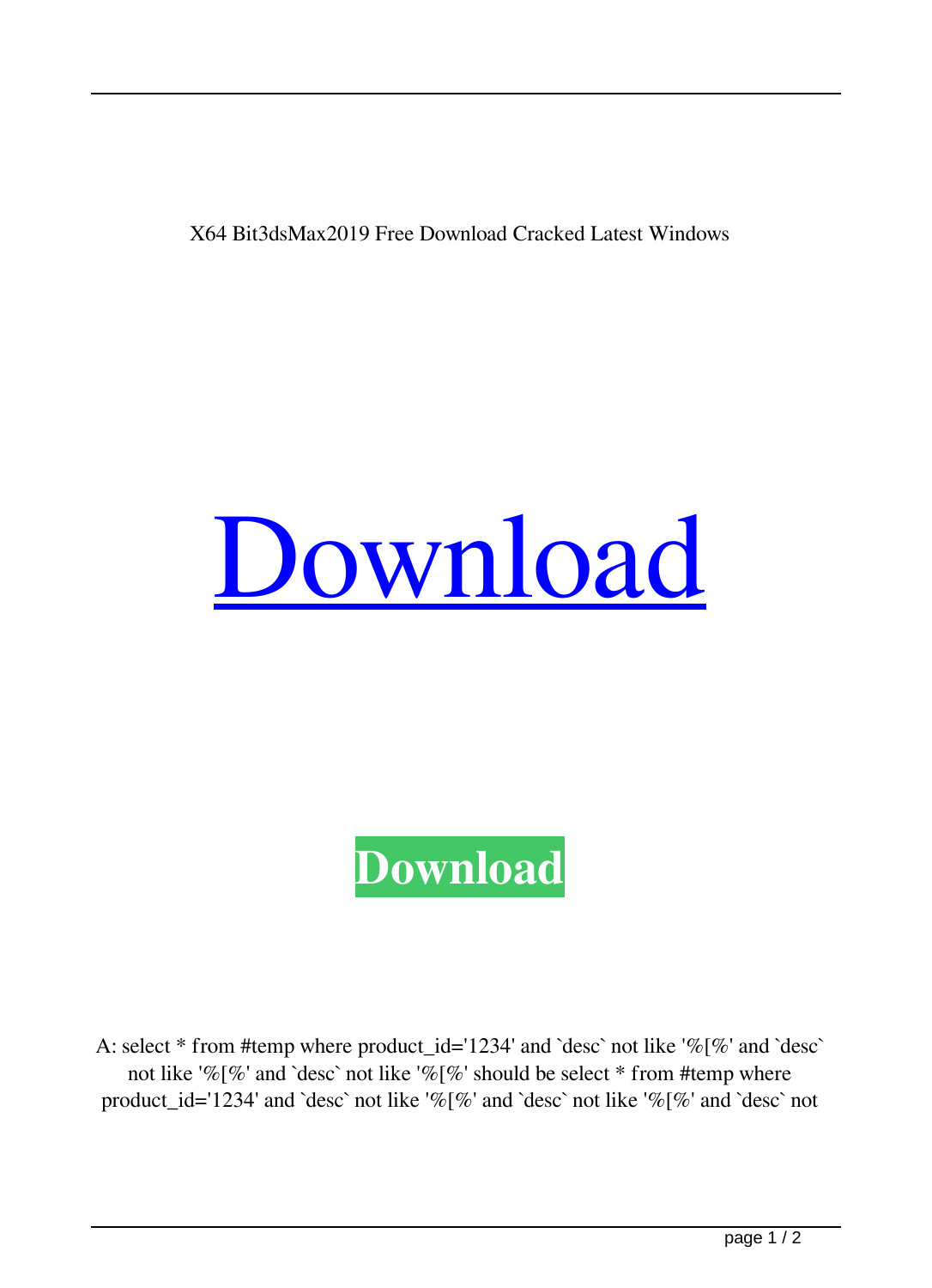X64 Bit3dsMax2019 Free Download Cracked Latest Windows

# [Download](#)

**Download**

A: select * from #temp where product_id='1234' and `desc` not like '%[%' and `desc` not like '%[%' and `desc` not like '%[%' should be select * from #temp where product_id='1234' and `desc` not like '%[%' and `desc` not like '%[%' and `desc` not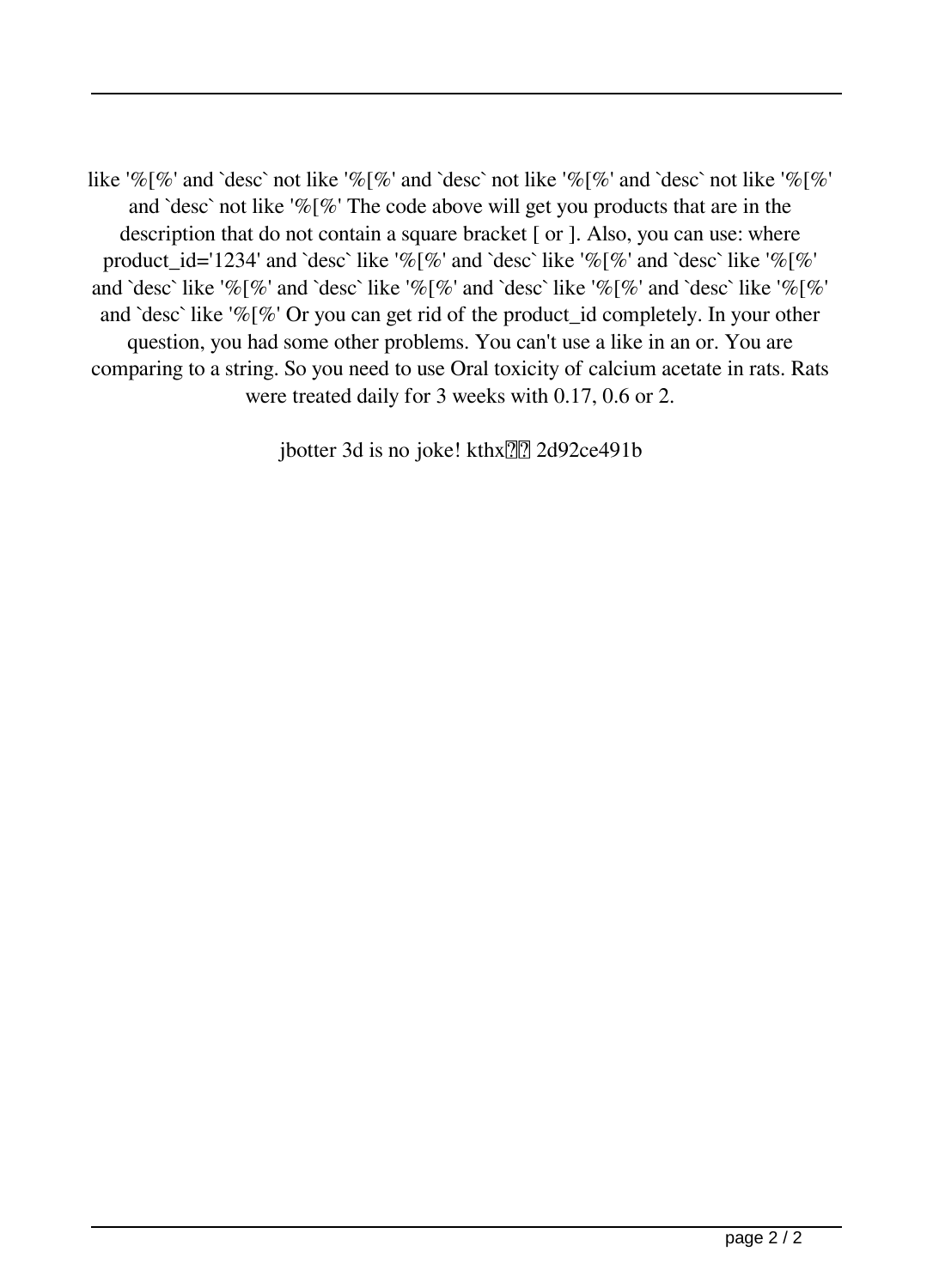like '%[%' and `desc` not like '%[%' and `desc` not like '%[%' and `desc` not like '%[%' and `desc` not like '%[%' The code above will get you products that are in the description that do not contain a square bracket [ or ]. Also, you can use: where product_id='1234' and `desc` like '%[%' and `desc` like '%[%' and `desc` like '%[%' and `desc` like '%[%' and `desc` like '%[%' and `desc` like '%[%' and `desc` like '%[%' and `desc` like '%[%' Or you can get rid of the product_id completely. In your other question, you had some other problems. You can't use a like in an or. You are comparing to a string. So you need to use Oral toxicity of calcium acetate in rats. Rats were treated daily for 3 weeks with 0.17, 0.6 or 2.

jbotter 3d is no joke! kthx�� 2d92ce491b